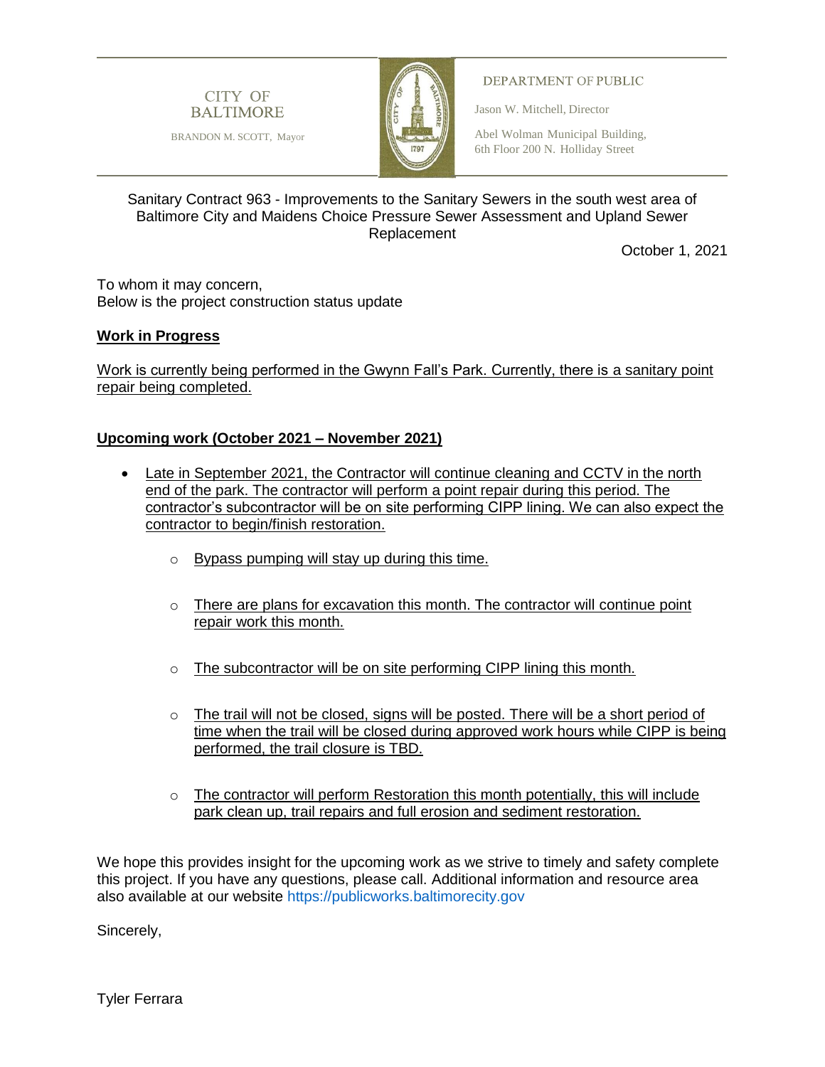CITY OF BALTIMORE

BRANDON M. SCOTT, Mayor

DEPARTMENT OF PUBLIC

Jason W. Mitchell, Director

Abel Wolman Municipal Building,
6th Floor 200 N. Holliday Street

Sanitary Contract 963 - Improvements to the Sanitary Sewers in the south west area of Baltimore City and Maidens Choice Pressure Sewer Assessment and Upland Sewer Replacement

October 1, 2021

To whom it may concern,
Below is the project construction status update

**Work in Progress**

Work is currently being performed in the Gwynn Fall's Park. Currently, there is a sanitary point repair being completed.

**Upcoming work (October 2021 – November 2021)**

- Late in September 2021, the Contractor will continue cleaning and CCTV in the north end of the park. The contractor will perform a point repair during this period. The contractor's subcontractor will be on site performing CIPP lining. We can also expect the contractor to begin/finish restoration.
  - Bypass pumping will stay up during this time.
  - There are plans for excavation this month. The contractor will continue point repair work this month.
  - The subcontractor will be on site performing CIPP lining this month.
  - The trail will not be closed, signs will be posted. There will be a short period of time when the trail will be closed during approved work hours while CIPP is being performed, the trail closure is TBD.
  - The contractor will perform Restoration this month potentially, this will include park clean up, trail repairs and full erosion and sediment restoration.

We hope this provides insight for the upcoming work as we strive to timely and safety complete this project. If you have any questions, please call. Additional information and resource area also available at our website https://publicworks.baltimorecity.gov

Sincerely,

Tyler Ferrara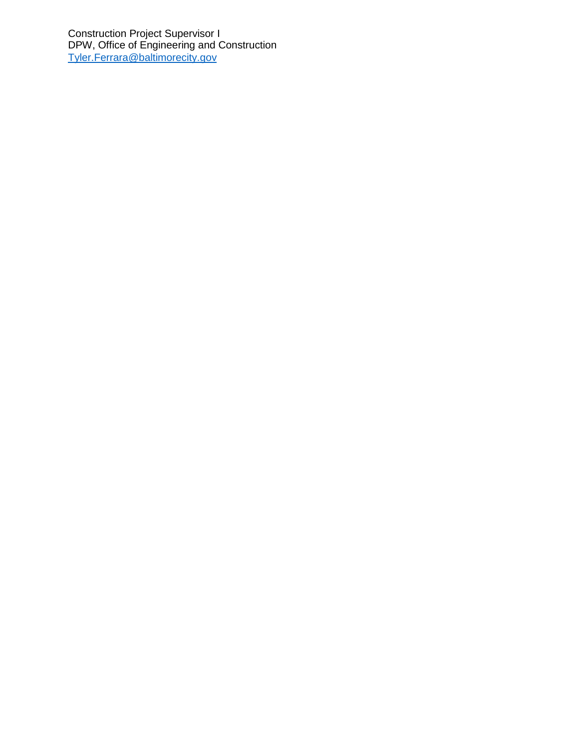Construction Project Supervisor I
DPW, Office of Engineering and Construction
[Tyler.Ferrara@baltimorecity.gov](mailto:Tyler.Ferrara@baltimorecity.gov)